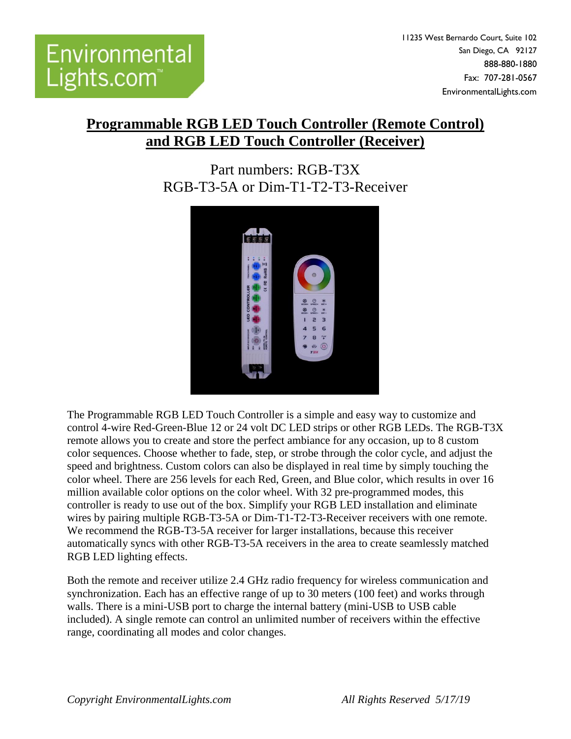Environmental Lights.com™

11235 West Bernardo Court, Suite 102
San Diego, CA 92127
888-880-1880
Fax: 707-281-0567
EnvironmentalLights.com

# Programmable RGB LED Touch Controller (Remote Control) and RGB LED Touch Controller (Receiver)

Part numbers: RGB-T3X
RGB-T3-5A or Dim-T1-T2-T3-Receiver

The Programmable RGB LED Touch Controller is a simple and easy way to customize and control 4-wire Red-Green-Blue 12 or 24 volt DC LED strips or other RGB LEDs. The RGB-T3X remote allows you to create and store the perfect ambiance for any occasion, up to 8 custom color sequences. Choose whether to fade, step, or strobe through the color cycle, and adjust the speed and brightness. Custom colors can also be displayed in real time by simply touching the color wheel. There are 256 levels for each Red, Green, and Blue color, which results in over 16 million available color options on the color wheel. With 32 pre-programmed modes, this controller is ready to use out of the box. Simplify your RGB LED installation and eliminate wires by pairing multiple RGB-T3-5A or Dim-T1-T2-T3-Receiver receivers with one remote. We recommend the RGB-T3-5A receiver for larger installations, because this receiver automatically syncs with other RGB-T3-5A receivers in the area to create seamlessly matched RGB LED lighting effects.

Both the remote and receiver utilize 2.4 GHz radio frequency for wireless communication and synchronization. Each has an effective range of up to 30 meters (100 feet) and works through walls. There is a mini-USB port to charge the internal battery (mini-USB to USB cable included). A single remote can control an unlimited number of receivers within the effective range, coordinating all modes and color changes.

*Copyright EnvironmentalLights.com All Rights Reserved 5/17/19*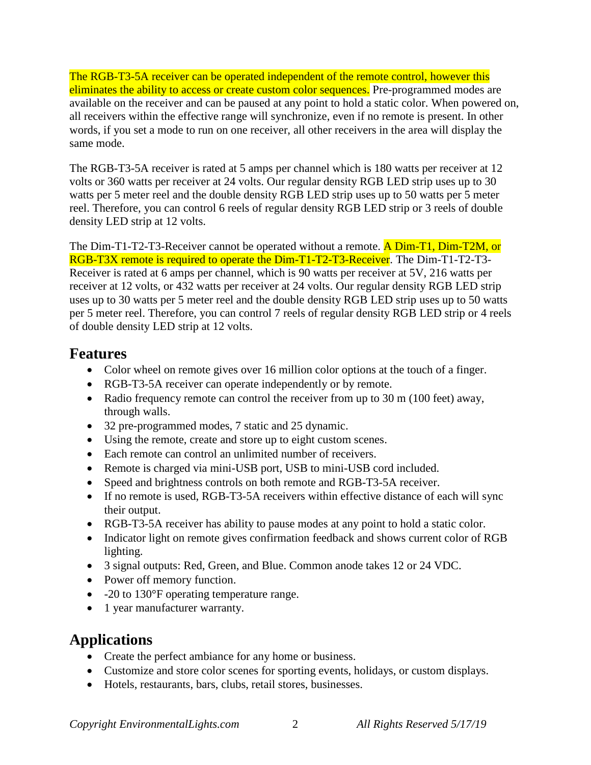The RGB-T3-5A receiver can be operated independent of the remote control, however this eliminates the ability to access or create custom color sequences. Pre-programmed modes are available on the receiver and can be paused at any point to hold a static color. When powered on, all receivers within the effective range will synchronize, even if no remote is present. In other words, if you set a mode to run on one receiver, all other receivers in the area will display the same mode.

The RGB-T3-5A receiver is rated at 5 amps per channel which is 180 watts per receiver at 12 volts or 360 watts per receiver at 24 volts. Our regular density RGB LED strip uses up to 30 watts per 5 meter reel and the double density RGB LED strip uses up to 50 watts per 5 meter reel. Therefore, you can control 6 reels of regular density RGB LED strip or 3 reels of double density LED strip at 12 volts.

The Dim-T1-T2-T3-Receiver cannot be operated without a remote. A Dim-T1, Dim-T2M, or RGB-T3X remote is required to operate the Dim-T1-T2-T3-Receiver. The Dim-T1-T2-T3-Receiver is rated at 6 amps per channel, which is 90 watts per receiver at 5V, 216 watts per receiver at 12 volts, or 432 watts per receiver at 24 volts. Our regular density RGB LED strip uses up to 30 watts per 5 meter reel and the double density RGB LED strip uses up to 50 watts per 5 meter reel. Therefore, you can control 7 reels of regular density RGB LED strip or 4 reels of double density LED strip at 12 volts.

## Features

- Color wheel on remote gives over 16 million color options at the touch of a finger.
- RGB-T3-5A receiver can operate independently or by remote.
- Radio frequency remote can control the receiver from up to 30 m (100 feet) away, through walls.
- 32 pre-programmed modes, 7 static and 25 dynamic.
- Using the remote, create and store up to eight custom scenes.
- Each remote can control an unlimited number of receivers.
- Remote is charged via mini-USB port, USB to mini-USB cord included.
- Speed and brightness controls on both remote and RGB-T3-5A receiver.
- If no remote is used, RGB-T3-5A receivers within effective distance of each will sync their output.
- RGB-T3-5A receiver has ability to pause modes at any point to hold a static color.
- Indicator light on remote gives confirmation feedback and shows current color of RGB lighting.
- 3 signal outputs: Red, Green, and Blue. Common anode takes 12 or 24 VDC.
- Power off memory function.
- -20 to 130°F operating temperature range.
- 1 year manufacturer warranty.

## Applications

- Create the perfect ambiance for any home or business.
- Customize and store color scenes for sporting events, holidays, or custom displays.
- Hotels, restaurants, bars, clubs, retail stores, businesses.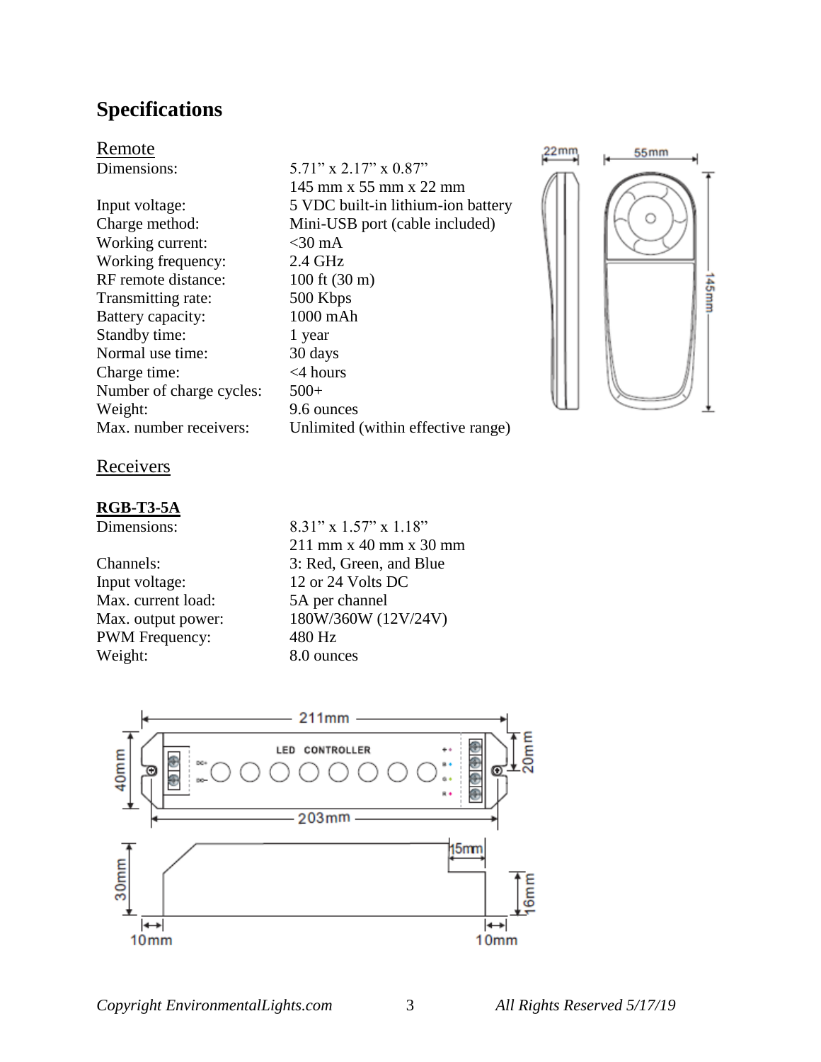# Specifications

## Remote

| | |
|---|---|
| Dimensions: | 5.71" x 2.17" x 0.87"<br>145 mm x 55 mm x 22 mm |
| Input voltage: | 5 VDC built-in lithium-ion battery |
| Charge method: | Mini-USB port (cable included) |
| Working current: | <30 mA |
| Working frequency: | 2.4 GHz |
| RF remote distance: | 100 ft (30 m) |
| Transmitting rate: | 500 Kbps |
| Battery capacity: | 1000 mAh |
| Standby time: | 1 year |
| Normal use time: | 30 days |
| Charge time: | <4 hours |
| Number of charge cycles: | 500+ |
| Weight: | 9.6 ounces |
| Max. number receivers: | Unlimited (within effective range) |

## Receivers

### RGB-T3-5A

| | |
|---|---|
| Dimensions: | 8.31" x 1.57" x 1.18"<br>211 mm x 40 mm x 30 mm |
| Channels: | 3: Red, Green, and Blue |
| Input voltage: | 12 or 24 Volts DC |
| Max. current load: | 5A per channel |
| Max. output power: | 180W/360W (12V/24V) |
| PWM Frequency: | 480 Hz |
| Weight: | 8.0 ounces |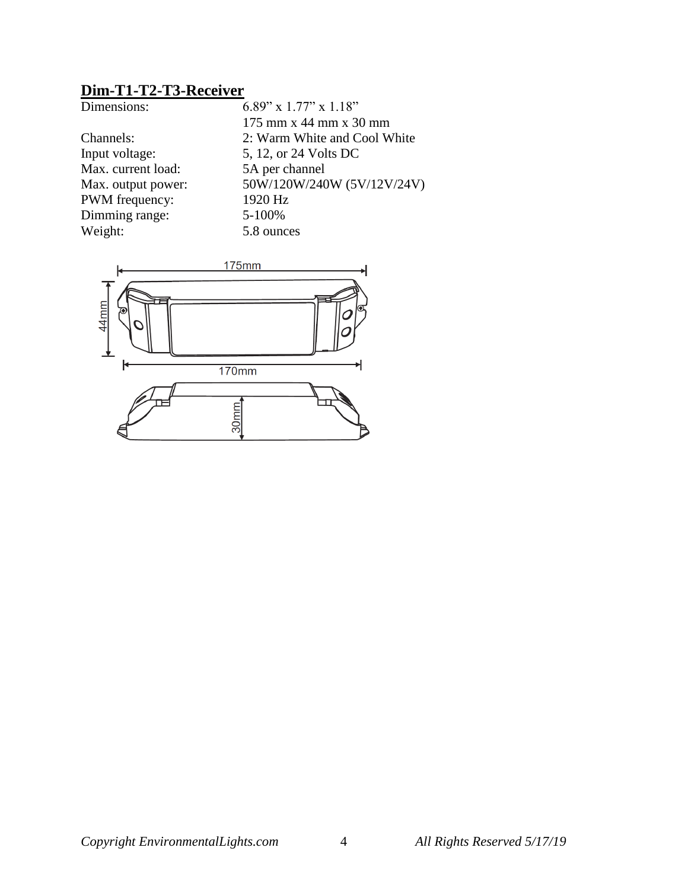## Dim-T1-T2-T3-Receiver

| | |
|---|---|
| Dimensions: | 6.89” x 1.77” x 1.18” |
| | 175 mm x 44 mm x 30 mm |
| Channels: | 2: Warm White and Cool White |
| Input voltage: | 5, 12, or 24 Volts DC |
| Max. current load: | 5A per channel |
| Max. output power: | 50W/120W/240W (5V/12V/24V) |
| PWM frequency: | 1920 Hz |
| Dimming range: | 5-100% |
| Weight: | 5.8 ounces |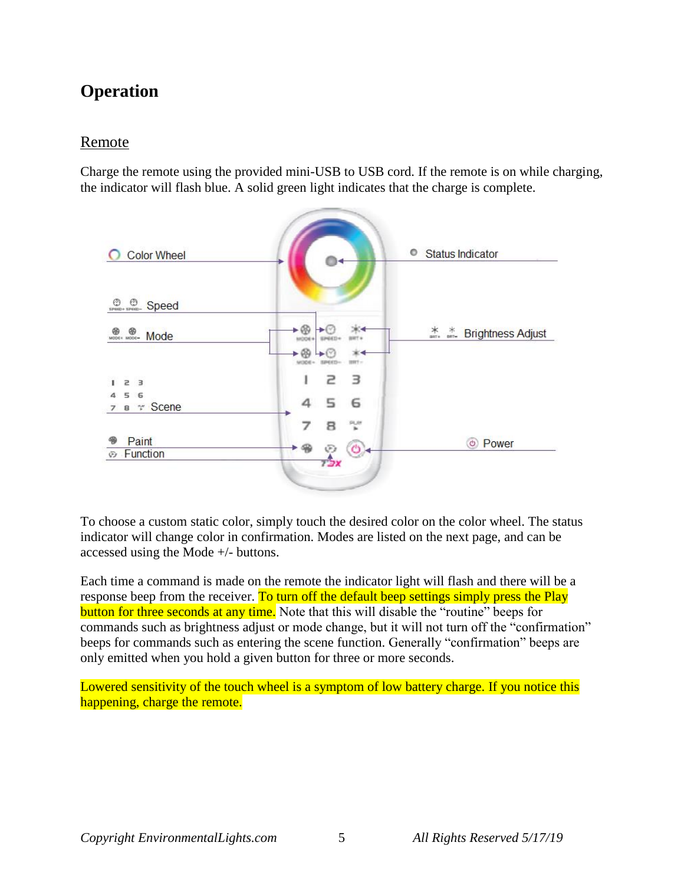## Operation

### Remote

Charge the remote using the provided mini-USB to USB cord. If the remote is on while charging, the indicator will flash blue. A solid green light indicates that the charge is complete.

To choose a custom static color, simply touch the desired color on the color wheel. The status indicator will change color in confirmation. Modes are listed on the next page, and can be accessed using the Mode +/- buttons.

Each time a command is made on the remote the indicator light will flash and there will be a response beep from the receiver. To turn off the default beep settings simply press the Play button for three seconds at any time. Note that this will disable the "routine" beeps for commands such as brightness adjust or mode change, but it will not turn off the "confirmation" beeps for commands such as entering the scene function. Generally "confirmation" beeps are only emitted when you hold a given button for three or more seconds.

Lowered sensitivity of the touch wheel is a symptom of low battery charge. If you notice this happening, charge the remote.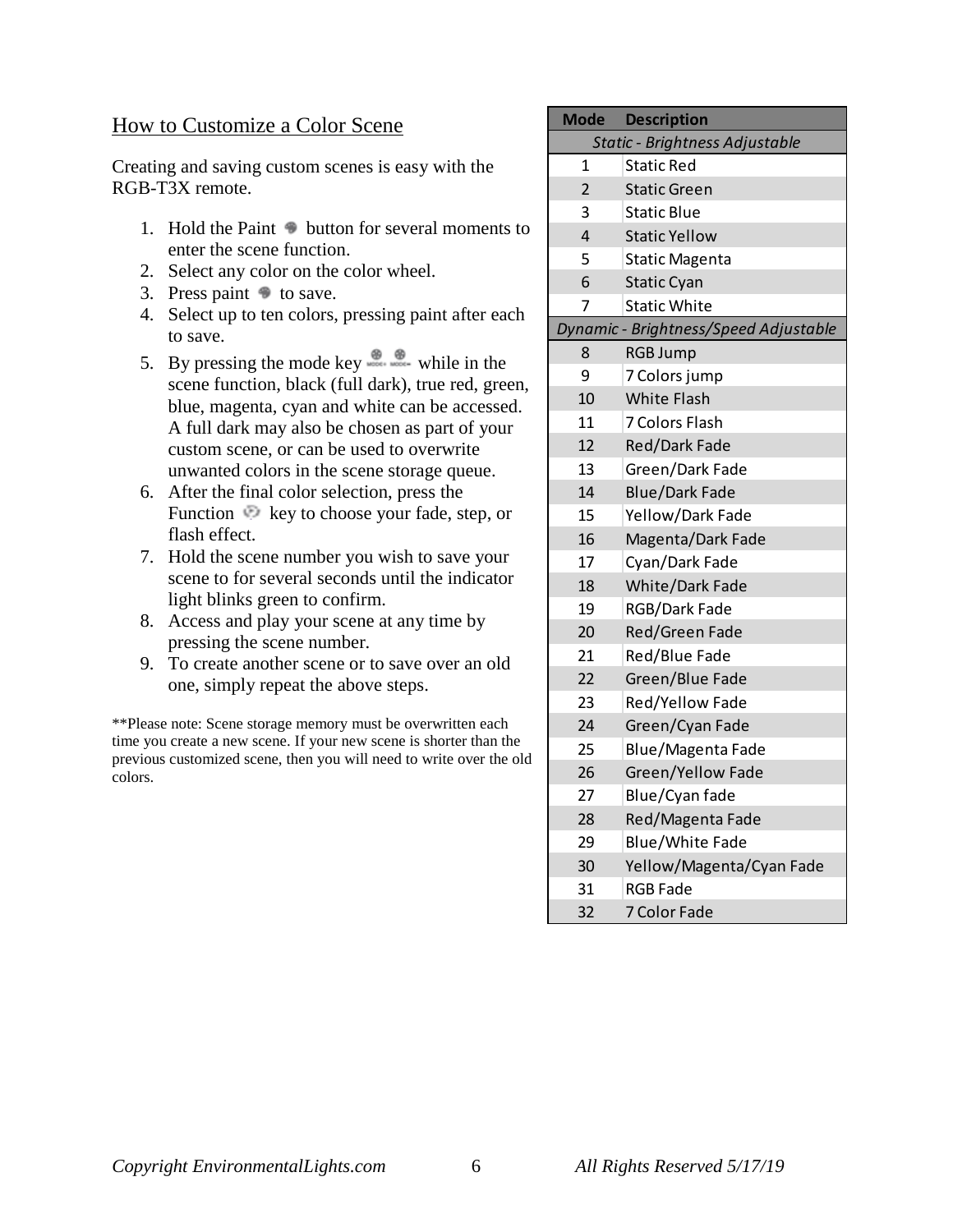## How to Customize a Color Scene

Creating and saving custom scenes is easy with the RGB-T3X remote.

1. Hold the Paint button for several moments to enter the scene function.
2. Select any color on the color wheel.
3. Press paint to save.
4. Select up to ten colors, pressing paint after each to save.
5. By pressing the mode key while in the scene function, black (full dark), true red, green, blue, magenta, cyan and white can be accessed. A full dark may also be chosen as part of your custom scene, or can be used to overwrite unwanted colors in the scene storage queue.
6. After the final color selection, press the Function key to choose your fade, step, or flash effect.
7. Hold the scene number you wish to save your scene to for several seconds until the indicator light blinks green to confirm.
8. Access and play your scene at any time by pressing the scene number.
9. To create another scene or to save over an old one, simply repeat the above steps.

**Please note: Scene storage memory must be overwritten each time you create a new scene. If your new scene is shorter than the previous customized scene, then you will need to write over the old colors.

| Mode | Description |
|---|---|
| *Static - Brightness Adjustable* | |
| 1 | Static Red |
| 2 | Static Green |
| 3 | Static Blue |
| 4 | Static Yellow |
| 5 | Static Magenta |
| 6 | Static Cyan |
| 7 | Static White |
| *Dynamic - Brightness/Speed Adjustable* | |
| 8 | RGB Jump |
| 9 | 7 Colors jump |
| 10 | White Flash |
| 11 | 7 Colors Flash |
| 12 | Red/Dark Fade |
| 13 | Green/Dark Fade |
| 14 | Blue/Dark Fade |
| 15 | Yellow/Dark Fade |
| 16 | Magenta/Dark Fade |
| 17 | Cyan/Dark Fade |
| 18 | White/Dark Fade |
| 19 | RGB/Dark Fade |
| 20 | Red/Green Fade |
| 21 | Red/Blue Fade |
| 22 | Green/Blue Fade |
| 23 | Red/Yellow Fade |
| 24 | Green/Cyan Fade |
| 25 | Blue/Magenta Fade |
| 26 | Green/Yellow Fade |
| 27 | Blue/Cyan fade |
| 28 | Red/Magenta Fade |
| 29 | Blue/White Fade |
| 30 | Yellow/Magenta/Cyan Fade |
| 31 | RGB Fade |
| 32 | 7 Color Fade |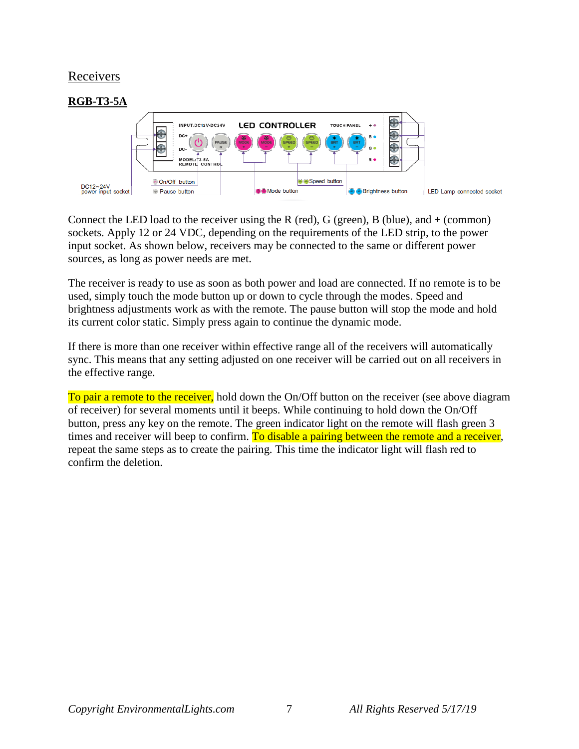## Receivers

### RGB-T3-5A

Connect the LED load to the receiver using the R (red), G (green), B (blue), and + (common) sockets. Apply 12 or 24 VDC, depending on the requirements of the LED strip, to the power input socket. As shown below, receivers may be connected to the same or different power sources, as long as power needs are met.

The receiver is ready to use as soon as both power and load are connected. If no remote is to be used, simply touch the mode button up or down to cycle through the modes. Speed and brightness adjustments work as with the remote. The pause button will stop the mode and hold its current color static. Simply press again to continue the dynamic mode.

If there is more than one receiver within effective range all of the receivers will automatically sync. This means that any setting adjusted on one receiver will be carried out on all receivers in the effective range.

To pair a remote to the receiver, hold down the On/Off button on the receiver (see above diagram of receiver) for several moments until it beeps. While continuing to hold down the On/Off button, press any key on the remote. The green indicator light on the remote will flash green 3 times and receiver will beep to confirm. To disable a pairing between the remote and a receiver, repeat the same steps as to create the pairing. This time the indicator light will flash red to confirm the deletion.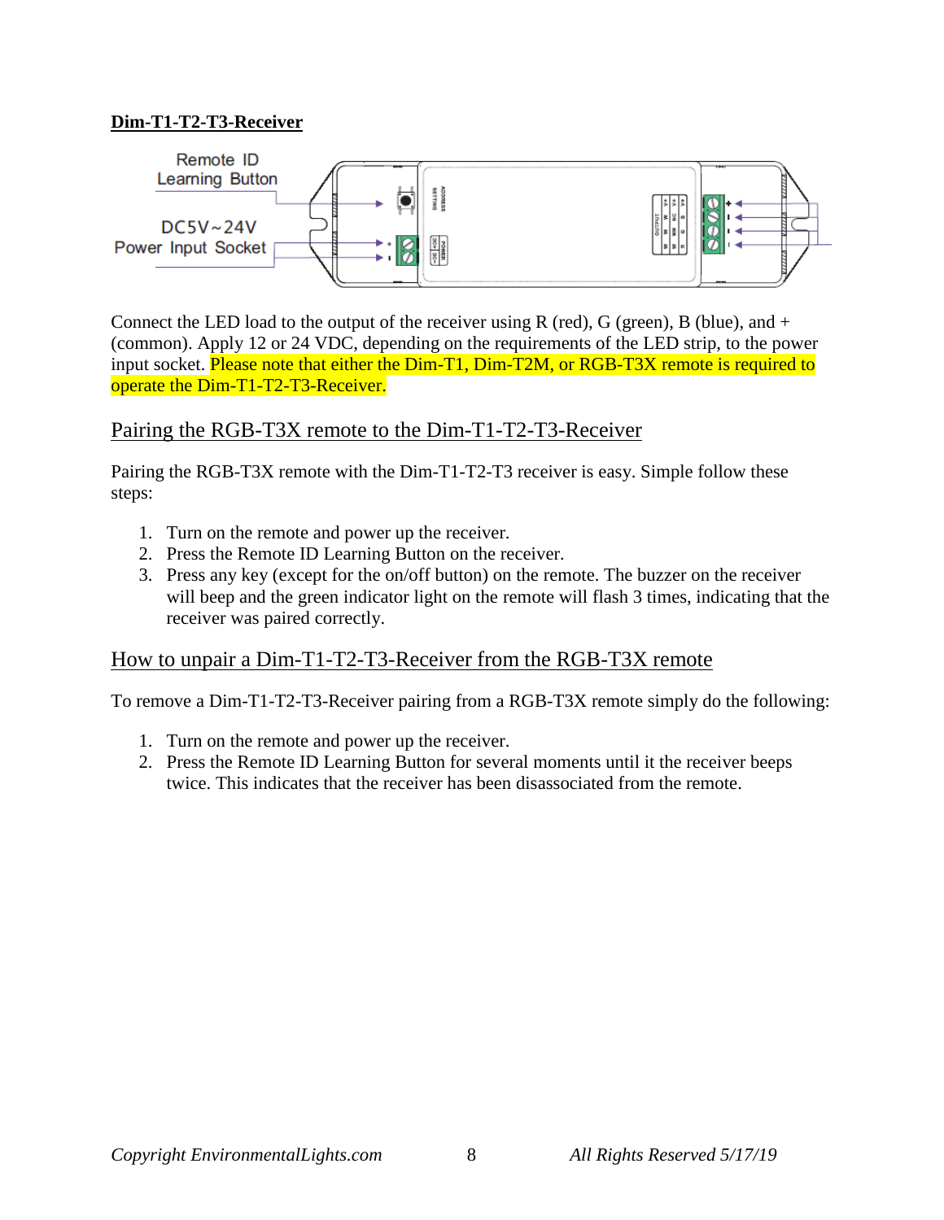**Dim-T1-T2-T3-Receiver**

Remote ID Learning Button

DC5V~24V Power Input Socket

Connect the LED load to the output of the receiver using R (red), G (green), B (blue), and + (common). Apply 12 or 24 VDC, depending on the requirements of the LED strip, to the power input socket. Please note that either the Dim-T1, Dim-T2M, or RGB-T3X remote is required to operate the Dim-T1-T2-T3-Receiver.

## Pairing the RGB-T3X remote to the Dim-T1-T2-T3-Receiver

Pairing the RGB-T3X remote with the Dim-T1-T2-T3 receiver is easy. Simple follow these steps:

1. Turn on the remote and power up the receiver.
2. Press the Remote ID Learning Button on the receiver.
3. Press any key (except for the on/off button) on the remote. The buzzer on the receiver will beep and the green indicator light on the remote will flash 3 times, indicating that the receiver was paired correctly.

## How to unpair a Dim-T1-T2-T3-Receiver from the RGB-T3X remote

To remove a Dim-T1-T2-T3-Receiver pairing from a RGB-T3X remote simply do the following:

1. Turn on the remote and power up the receiver.
2. Press the Remote ID Learning Button for several moments until it the receiver beeps twice. This indicates that the receiver has been disassociated from the remote.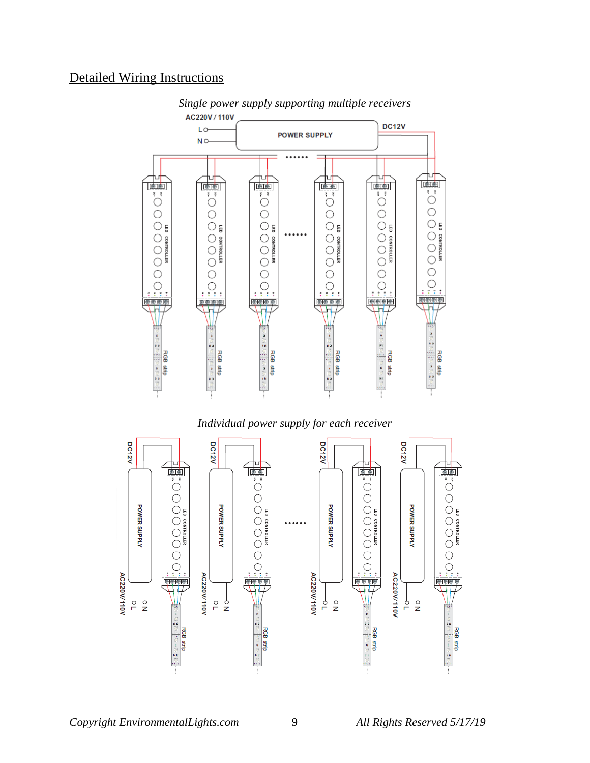## Detailed Wiring Instructions

*Single power supply supporting multiple receivers*

*Individual power supply for each receiver*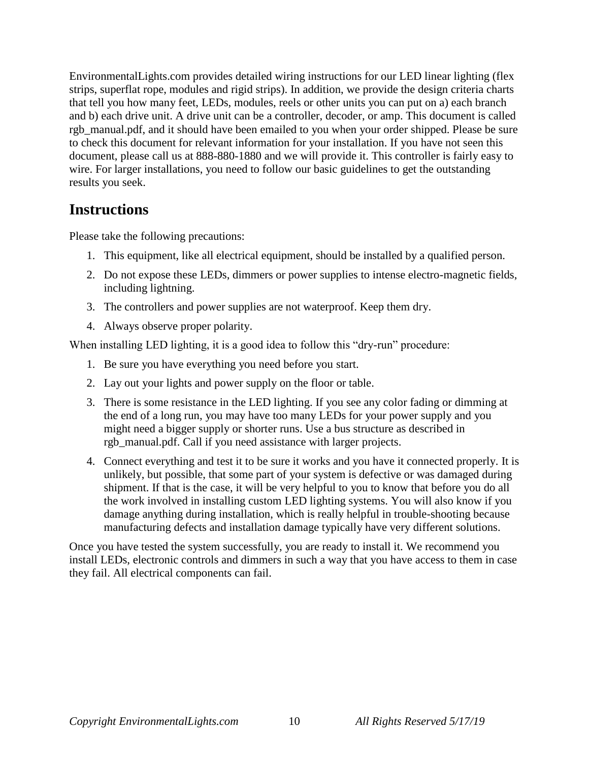EnvironmentalLights.com provides detailed wiring instructions for our LED linear lighting (flex strips, superflat rope, modules and rigid strips). In addition, we provide the design criteria charts that tell you how many feet, LEDs, modules, reels or other units you can put on a) each branch and b) each drive unit. A drive unit can be a controller, decoder, or amp. This document is called rgb_manual.pdf, and it should have been emailed to you when your order shipped. Please be sure to check this document for relevant information for your installation. If you have not seen this document, please call us at 888-880-1880 and we will provide it. This controller is fairly easy to wire. For larger installations, you need to follow our basic guidelines to get the outstanding results you seek.

## Instructions

Please take the following precautions:

1. This equipment, like all electrical equipment, should be installed by a qualified person.
2. Do not expose these LEDs, dimmers or power supplies to intense electro-magnetic fields, including lightning.
3. The controllers and power supplies are not waterproof. Keep them dry.
4. Always observe proper polarity.

When installing LED lighting, it is a good idea to follow this "dry-run" procedure:

1. Be sure you have everything you need before you start.
2. Lay out your lights and power supply on the floor or table.
3. There is some resistance in the LED lighting. If you see any color fading or dimming at the end of a long run, you may have too many LEDs for your power supply and you might need a bigger supply or shorter runs. Use a bus structure as described in rgb_manual.pdf. Call if you need assistance with larger projects.
4. Connect everything and test it to be sure it works and you have it connected properly. It is unlikely, but possible, that some part of your system is defective or was damaged during shipment. If that is the case, it will be very helpful to you to know that before you do all the work involved in installing custom LED lighting systems. You will also know if you damage anything during installation, which is really helpful in trouble-shooting because manufacturing defects and installation damage typically have very different solutions.

Once you have tested the system successfully, you are ready to install it. We recommend you install LEDs, electronic controls and dimmers in such a way that you have access to them in case they fail. All electrical components can fail.